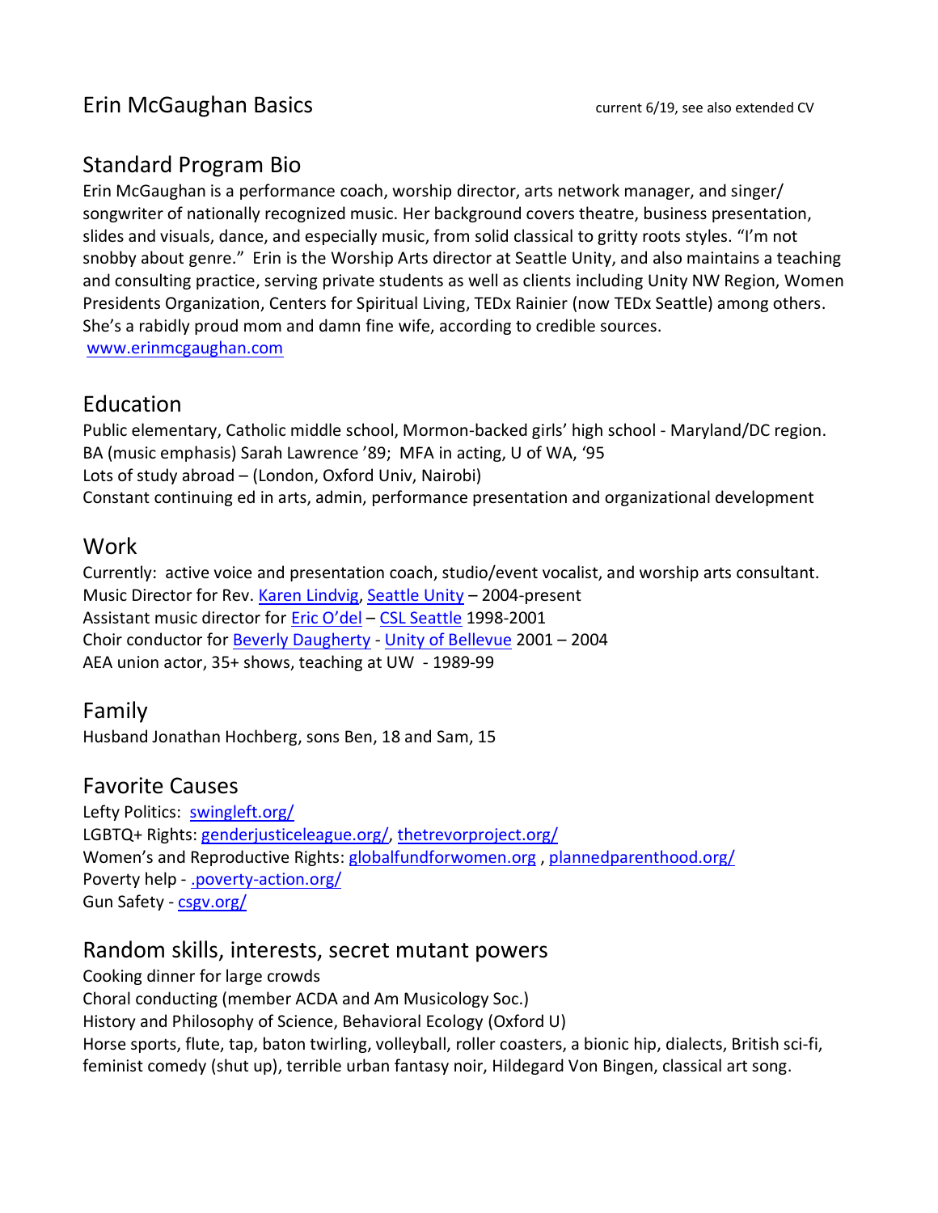# Erin McGaughan Basics

current 6/19, see also extended CV

## Standard Program Bio

Erin McGaughan is a performance coach, worship director, arts network manager, and singer/ songwriter of nationally recognized music. Her background covers theatre, business presentation, slides and visuals, dance, and especially music, from solid classical to gritty roots styles. "I'm not snobby about genre." Erin is the Worship Arts director at Seattle Unity, and also maintains a teaching and consulting practice, serving private students as well as clients including Unity NW Region, Women Presidents Organization, Centers for Spiritual Living, TEDx Rainier (now TEDx Seattle) among others. She's a rabidly proud mom and damn fine wife, according to credible sources.
[www.erinmcgaughan.com](www.erinmcgaughan.com)

## Education

Public elementary, Catholic middle school, Mormon-backed girls' high school - Maryland/DC region.
BA (music emphasis) Sarah Lawrence '89; MFA in acting, U of WA, '95
Lots of study abroad – (London, Oxford Univ, Nairobi)
Constant continuing ed in arts, admin, performance presentation and organizational development

## Work

Currently: active voice and presentation coach, studio/event vocalist, and worship arts consultant.
Music Director for Rev. Karen Lindvig, Seattle Unity – 2004-present
Assistant music director for Eric O'del – CSL Seattle 1998-2001
Choir conductor for Beverly Daugherty - Unity of Bellevue 2001 – 2004
AEA union actor, 35+ shows, teaching at UW - 1989-99

## Family

Husband Jonathan Hochberg, sons Ben, 18 and Sam, 15

## Favorite Causes

Lefty Politics: swingleft.org/
LGBTQ+ Rights: genderjusticeleague.org/, thetrevorproject.org/
Women's and Reproductive Rights: globalfundforwomen.org , plannedparenthood.org/
Poverty help - .poverty-action.org/
Gun Safety - csgv.org/

## Random skills, interests, secret mutant powers

Cooking dinner for large crowds
Choral conducting (member ACDA and Am Musicology Soc.)
History and Philosophy of Science, Behavioral Ecology (Oxford U)
Horse sports, flute, tap, baton twirling, volleyball, roller coasters, a bionic hip, dialects, British sci-fi, feminist comedy (shut up), terrible urban fantasy noir, Hildegard Von Bingen, classical art song.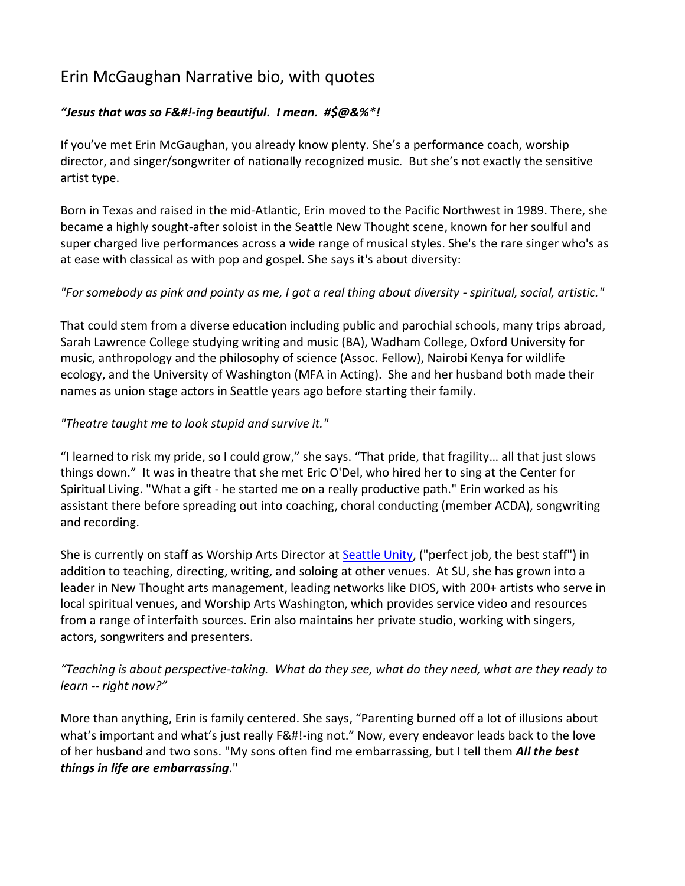# Erin McGaughan Narrative bio, with quotes

***"Jesus that was so F&#!-ing beautiful. I mean. #$@&%*!***

If you've met Erin McGaughan, you already know plenty. She's a performance coach, worship director, and singer/songwriter of nationally recognized music. But she's not exactly the sensitive artist type.

Born in Texas and raised in the mid-Atlantic, Erin moved to the Pacific Northwest in 1989. There, she became a highly sought-after soloist in the Seattle New Thought scene, known for her soulful and super charged live performances across a wide range of musical styles. She's the rare singer who's as at ease with classical as with pop and gospel. She says it's about diversity:

*"For somebody as pink and pointy as me, I got a real thing about diversity - spiritual, social, artistic."*

That could stem from a diverse education including public and parochial schools, many trips abroad, Sarah Lawrence College studying writing and music (BA), Wadham College, Oxford University for music, anthropology and the philosophy of science (Assoc. Fellow), Nairobi Kenya for wildlife ecology, and the University of Washington (MFA in Acting). She and her husband both made their names as union stage actors in Seattle years ago before starting their family.

*"Theatre taught me to look stupid and survive it."*

"I learned to risk my pride, so I could grow," she says. "That pride, that fragility… all that just slows things down." It was in theatre that she met Eric O'Del, who hired her to sing at the Center for Spiritual Living. "What a gift - he started me on a really productive path." Erin worked as his assistant there before spreading out into coaching, choral conducting (member ACDA), songwriting and recording.

She is currently on staff as Worship Arts Director at [Seattle Unity](), ("perfect job, the best staff") in addition to teaching, directing, writing, and soloing at other venues. At SU, she has grown into a leader in New Thought arts management, leading networks like DIOS, with 200+ artists who serve in local spiritual venues, and Worship Arts Washington, which provides service video and resources from a range of interfaith sources. Erin also maintains her private studio, working with singers, actors, songwriters and presenters.

*"Teaching is about perspective-taking. What do they see, what do they need, what are they ready to learn -- right now?"*

More than anything, Erin is family centered. She says, "Parenting burned off a lot of illusions about what's important and what's just really F&#!-ing not." Now, every endeavor leads back to the love of her husband and two sons. "My sons often find me embarrassing, but I tell them ***All the best things in life are embarrassing***."